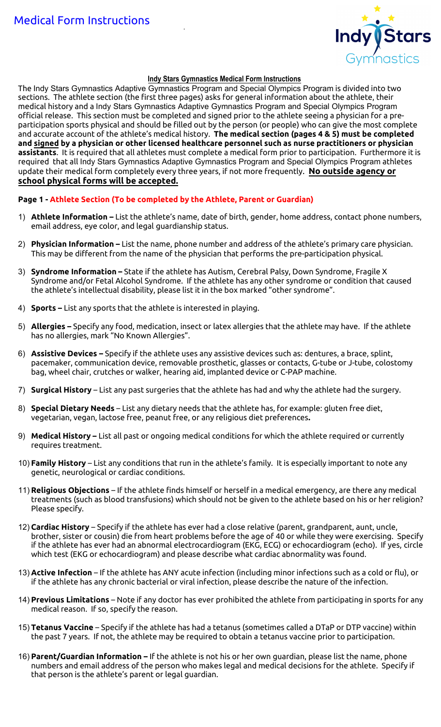# Medical Form Instructions

**Indy Stars Gymnastics Medical Form Instructions**

The Indy Stars Gymnastics Adaptive Gymnastics Program and Special Olympics Program is divided into two sections. The athlete section (the first three pages) asks for general information about the athlete, their medical history and a Indy Stars Gymnastics Adaptive Gymnastics Program and Special Olympics Program official release. This section must be completed and signed prior to the athlete seeing a physician for a pre-participation sports physical and should be filled out by the person (or people) who can give the most complete and accurate account of the athlete's medical history. **The medical section (pages 4 & 5) must be completed and signed by a physician or other licensed healthcare personnel such as nurse practitioners or physician assistants**. It is required that all athletes must complete a medical form prior to participation. Furthermore it is required that all Indy Stars Gymnastics Adaptive Gymnastics Program and Special Olympics Program athletes update their medical form completely every three years, if not more frequently. **No outside agency or school physical forms will be accepted.**

**Page 1 - Athlete Section (To be completed by the Athlete, Parent or Guardian)**

1) **Athlete Information –** List the athlete's name, date of birth, gender, home address, contact phone numbers, email address, eye color, and legal guardianship status.
2) **Physician Information –** List the name, phone number and address of the athlete's primary care physician. This may be different from the name of the physician that performs the pre-participation physical.
3) **Syndrome Information –** State if the athlete has Autism, Cerebral Palsy, Down Syndrome, Fragile X Syndrome and/or Fetal Alcohol Syndrome. If the athlete has any other syndrome or condition that caused the athlete's intellectual disability, please list it in the box marked "other syndrome".
4) **Sports –** List any sports that the athlete is interested in playing.
5) **Allergies –** Specify any food, medication, insect or latex allergies that the athlete may have. If the athlete has no allergies, mark "No Known Allergies".
6) **Assistive Devices –** Specify if the athlete uses any assistive devices such as: dentures, a brace, splint, pacemaker, communication device, removable prosthetic, glasses or contacts, G-tube or J-tube, colostomy bag, wheel chair, crutches or walker, hearing aid, implanted device or C-PAP machine.
7) **Surgical History** – List any past surgeries that the athlete has had and why the athlete had the surgery.
8) **Special Dietary Needs** – List any dietary needs that the athlete has, for example: gluten free diet, vegetarian, vegan, lactose free, peanut free, or any religious diet preferences**.**
9) **Medical History –** List all past or ongoing medical conditions for which the athlete required or currently requires treatment.
10) **Family History** – List any conditions that run in the athlete's family. It is especially important to note any genetic, neurological or cardiac conditions.
11) **Religious Objections** – If the athlete finds himself or herself in a medical emergency, are there any medical treatments (such as blood transfusions) which should not be given to the athlete based on his or her religion? Please specify.
12) **Cardiac History** – Specify if the athlete has ever had a close relative (parent, grandparent, aunt, uncle, brother, sister or cousin) die from heart problems before the age of 40 or while they were exercising. Specify if the athlete has ever had an abnormal electrocardiogram (EKG, ECG) or echocardiogram (echo). If yes, circle which test (EKG or echocardiogram) and please describe what cardiac abnormality was found.
13) **Active Infection** – If the athlete has ANY acute infection (including minor infections such as a cold or flu), or if the athlete has any chronic bacterial or viral infection, please describe the nature of the infection.
14) **Previous Limitations** – Note if any doctor has ever prohibited the athlete from participating in sports for any medical reason. If so, specify the reason.
15) **Tetanus Vaccine** – Specify if the athlete has had a tetanus (sometimes called a DTaP or DTP vaccine) within the past 7 years. If not, the athlete may be required to obtain a tetanus vaccine prior to participation.
16) **Parent/Guardian Information –** If the athlete is not his or her own guardian, please list the name, phone numbers and email address of the person who makes legal and medical decisions for the athlete. Specify if that person is the athlete's parent or legal guardian.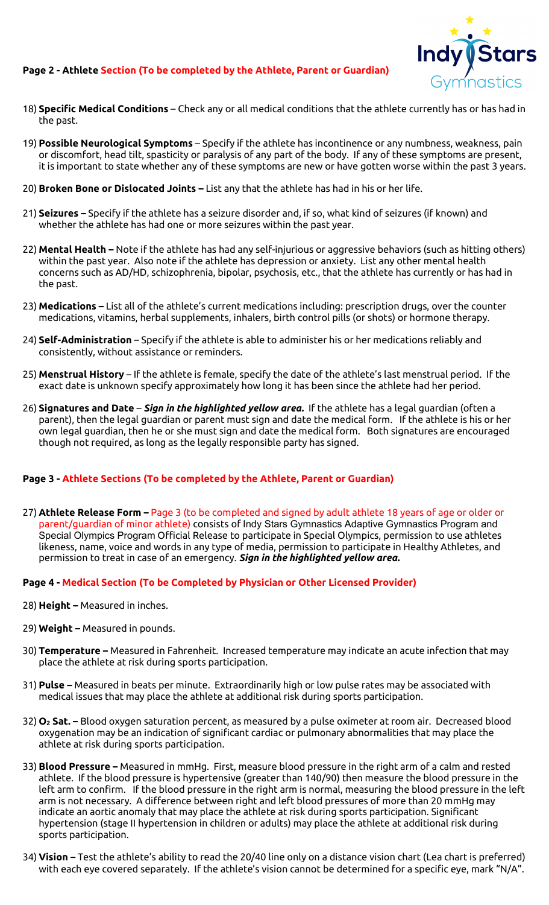**Page 2 - Athlete Section (To be completed by the Athlete, Parent or Guardian)**

18) **Specific Medical Conditions** – Check any or all medical conditions that the athlete currently has or has had in the past.

19) **Possible Neurological Symptoms** – Specify if the athlete has incontinence or any numbness, weakness, pain or discomfort, head tilt, spasticity or paralysis of any part of the body. If any of these symptoms are present, it is important to state whether any of these symptoms are new or have gotten worse within the past 3 years.

20) **Broken Bone or Dislocated Joints –** List any that the athlete has had in his or her life.

21) **Seizures –** Specify if the athlete has a seizure disorder and, if so, what kind of seizures (if known) and whether the athlete has had one or more seizures within the past year.

22) **Mental Health –** Note if the athlete has had any self-injurious or aggressive behaviors (such as hitting others) within the past year. Also note if the athlete has depression or anxiety. List any other mental health concerns such as AD/HD, schizophrenia, bipolar, psychosis, etc., that the athlete has currently or has had in the past.

23) **Medications –** List all of the athlete's current medications including: prescription drugs, over the counter medications, vitamins, herbal supplements, inhalers, birth control pills (or shots) or hormone therapy.

24) **Self-Administration** – Specify if the athlete is able to administer his or her medications reliably and consistently, without assistance or reminders.

25) **Menstrual History** – If the athlete is female, specify the date of the athlete's last menstrual period. If the exact date is unknown specify approximately how long it has been since the athlete had her period.

26) **Signatures and Date** – ***Sign in the highlighted yellow area.*** If the athlete has a legal guardian (often a parent), then the legal guardian or parent must sign and date the medical form. If the athlete is his or her own legal guardian, then he or she must sign and date the medical form. Both signatures are encouraged though not required, as long as the legally responsible party has signed.

**Page 3 - Athlete Sections (To be completed by the Athlete, Parent or Guardian)**

27) **Athlete Release Form –** Page 3 (to be completed and signed by adult athlete 18 years of age or older or parent/guardian of minor athlete) consists of Indy Stars Gymnastics Adaptive Gymnastics Program and Special Olympics Program Official Release to participate in Special Olympics, permission to use athletes likeness, name, voice and words in any type of media, permission to participate in Healthy Athletes, and permission to treat in case of an emergency. ***Sign in the highlighted yellow area.***

**Page 4 - Medical Section (To be Completed by Physician or Other Licensed Provider)**

28) **Height –** Measured in inches.

29) **Weight –** Measured in pounds.

30) **Temperature –** Measured in Fahrenheit. Increased temperature may indicate an acute infection that may place the athlete at risk during sports participation.

31) **Pulse –** Measured in beats per minute. Extraordinarily high or low pulse rates may be associated with medical issues that may place the athlete at additional risk during sports participation.

32) **$O_2$ Sat. –** Blood oxygen saturation percent, as measured by a pulse oximeter at room air. Decreased blood oxygenation may be an indication of significant cardiac or pulmonary abnormalities that may place the athlete at risk during sports participation.

33) **Blood Pressure –** Measured in mmHg. First, measure blood pressure in the right arm of a calm and rested athlete. If the blood pressure is hypertensive (greater than 140/90) then measure the blood pressure in the left arm to confirm. If the blood pressure in the right arm is normal, measuring the blood pressure in the left arm is not necessary. A difference between right and left blood pressures of more than 20 mmHg may indicate an aortic anomaly that may place the athlete at risk during sports participation. Significant hypertension (stage II hypertension in children or adults) may place the athlete at additional risk during sports participation.

34) **Vision –** Test the athlete's ability to read the 20/40 line only on a distance vision chart (Lea chart is preferred) with each eye covered separately. If the athlete's vision cannot be determined for a specific eye, mark "N/A".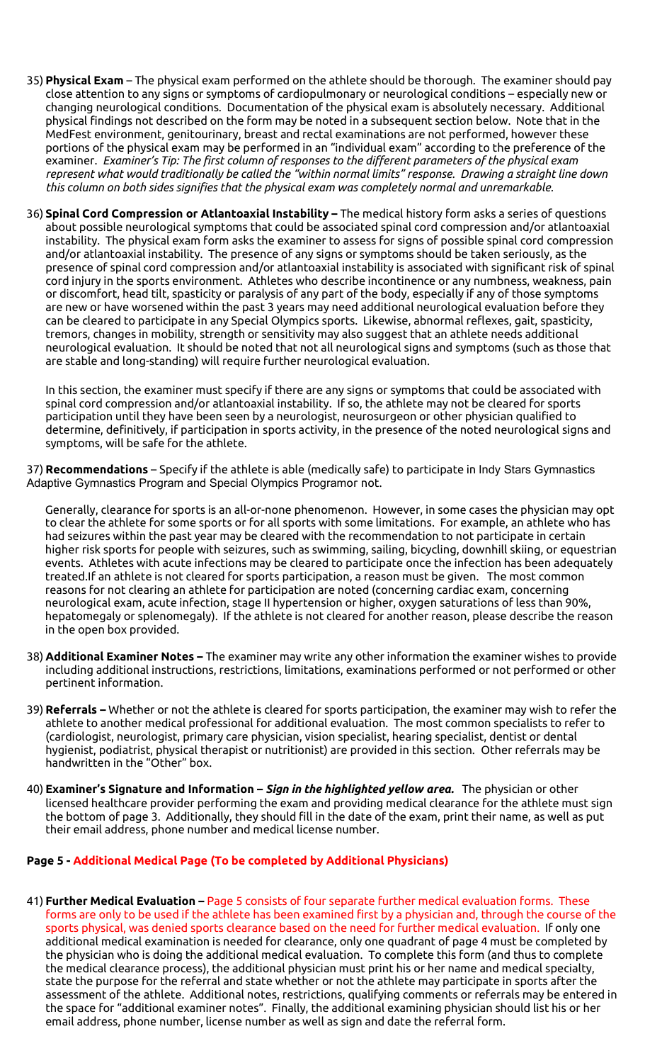35) **Physical Exam** – The physical exam performed on the athlete should be thorough. The examiner should pay close attention to any signs or symptoms of cardiopulmonary or neurological conditions – especially new or changing neurological conditions. Documentation of the physical exam is absolutely necessary. Additional physical findings not described on the form may be noted in a subsequent section below. Note that in the MedFest environment, genitourinary, breast and rectal examinations are not performed, however these portions of the physical exam may be performed in an "individual exam" according to the preference of the examiner. *Examiner's Tip: The first column of responses to the different parameters of the physical exam represent what would traditionally be called the "within normal limits" response. Drawing a straight line down this column on both sides signifies that the physical exam was completely normal and unremarkable.*

36) **Spinal Cord Compression or Atlantoaxial Instability –** The medical history form asks a series of questions about possible neurological symptoms that could be associated spinal cord compression and/or atlantoaxial instability. The physical exam form asks the examiner to assess for signs of possible spinal cord compression and/or atlantoaxial instability. The presence of any signs or symptoms should be taken seriously, as the presence of spinal cord compression and/or atlantoaxial instability is associated with significant risk of spinal cord injury in the sports environment. Athletes who describe incontinence or any numbness, weakness, pain or discomfort, head tilt, spasticity or paralysis of any part of the body, especially if any of those symptoms are new or have worsened within the past 3 years may need additional neurological evaluation before they can be cleared to participate in any Special Olympics sports. Likewise, abnormal reflexes, gait, spasticity, tremors, changes in mobility, strength or sensitivity may also suggest that an athlete needs additional neurological evaluation. It should be noted that not all neurological signs and symptoms (such as those that are stable and long-standing) will require further neurological evaluation.

In this section, the examiner must specify if there are any signs or symptoms that could be associated with spinal cord compression and/or atlantoaxial instability. If so, the athlete may not be cleared for sports participation until they have been seen by a neurologist, neurosurgeon or other physician qualified to determine, definitively, if participation in sports activity, in the presence of the noted neurological signs and symptoms, will be safe for the athlete.

37) **Recommendations** – Specify if the athlete is able (medically safe) to participate in Indy Stars Gymnastics Adaptive Gymnastics Program and Special Olympics Programor not.

Generally, clearance for sports is an all-or-none phenomenon. However, in some cases the physician may opt to clear the athlete for some sports or for all sports with some limitations. For example, an athlete who has had seizures within the past year may be cleared with the recommendation to not participate in certain higher risk sports for people with seizures, such as swimming, sailing, bicycling, downhill skiing, or equestrian events. Athletes with acute infections may be cleared to participate once the infection has been adequately treated.If an athlete is not cleared for sports participation, a reason must be given. The most common reasons for not clearing an athlete for participation are noted (concerning cardiac exam, concerning neurological exam, acute infection, stage II hypertension or higher, oxygen saturations of less than 90%, hepatomegaly or splenomegaly). If the athlete is not cleared for another reason, please describe the reason in the open box provided.

38) **Additional Examiner Notes –** The examiner may write any other information the examiner wishes to provide including additional instructions, restrictions, limitations, examinations performed or not performed or other pertinent information.

39) **Referrals –** Whether or not the athlete is cleared for sports participation, the examiner may wish to refer the athlete to another medical professional for additional evaluation. The most common specialists to refer to (cardiologist, neurologist, primary care physician, vision specialist, hearing specialist, dentist or dental hygienist, podiatrist, physical therapist or nutritionist) are provided in this section. Other referrals may be handwritten in the "Other" box.

40) **Examiner's Signature and Information –** ***Sign in the highlighted yellow area.*** The physician or other licensed healthcare provider performing the exam and providing medical clearance for the athlete must sign the bottom of page 3. Additionally, they should fill in the date of the exam, print their name, as well as put their email address, phone number and medical license number.

**Page 5 - Additional Medical Page (To be completed by Additional Physicians)**

41) **Further Medical Evaluation –** Page 5 consists of four separate further medical evaluation forms. These forms are only to be used if the athlete has been examined first by a physician and, through the course of the sports physical, was denied sports clearance based on the need for further medical evaluation. If only one additional medical examination is needed for clearance, only one quadrant of page 4 must be completed by the physician who is doing the additional medical evaluation. To complete this form (and thus to complete the medical clearance process), the additional physician must print his or her name and medical specialty, state the purpose for the referral and state whether or not the athlete may participate in sports after the assessment of the athlete. Additional notes, restrictions, qualifying comments or referrals may be entered in the space for "additional examiner notes". Finally, the additional examining physician should list his or her email address, phone number, license number as well as sign and date the referral form.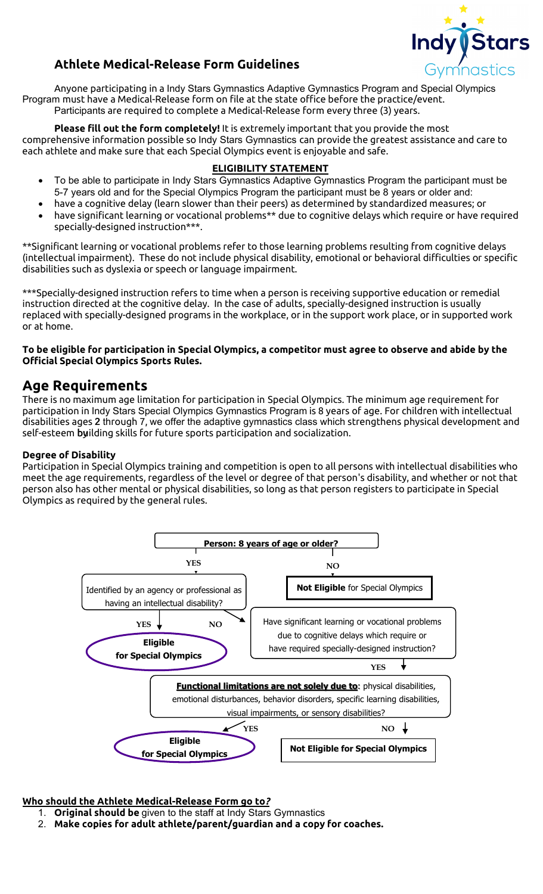## Athlete Medical-Release Form Guidelines

Anyone participating in a Indy Stars Gymnastics Adaptive Gymnastics Program and Special Olympics Program must have a Medical-Release form on file at the state office before the practice/event. Participants are required to complete a Medical-Release form every three (3) years.

**Please fill out the form completely!** It is extremely important that you provide the most comprehensive information possible so Indy Stars Gymnastics can provide the greatest assistance and care to each athlete and make sure that each Special Olympics event is enjoyable and safe.

**ELIGIBILITY STATEMENT**

- To be able to participate in Indy Stars Gymnastics Adaptive Gymnastics Program the participant must be 5-7 years old and for the Special Olympics Program the participant must be 8 years or older and:
- have a cognitive delay (learn slower than their peers) as determined by standardized measures; or
- have significant learning or vocational problems** due to cognitive delays which require or have required specially-designed instruction***.

**Significant learning or vocational problems refer to those learning problems resulting from cognitive delays (intellectual impairment). These do not include physical disability, emotional or behavioral difficulties or specific disabilities such as dyslexia or speech or language impairment.

***Specially-designed instruction refers to time when a person is receiving supportive education or remedial instruction directed at the cognitive delay. In the case of adults, specially-designed instruction is usually replaced with specially-designed programs in the workplace, or in the support work place, or in supported work or at home.

**To be eligible for participation in Special Olympics, a competitor must agree to observe and abide by the Official Special Olympics Sports Rules.**

## Age Requirements

There is no maximum age limitation for participation in Special Olympics. The minimum age requirement for participation in Indy Stars Special Olympics Gymnastics Program is 8 years of age. For children with intellectual disabilities ages 2 through 7, we offer the adaptive gymnastics class which strengthens physical development and self-esteem building skills for future sports participation and socialization.

### Degree of Disability

Participation in Special Olympics training and competition is open to all persons with intellectual disabilities who meet the age requirements, regardless of the level or degree of that person's disability, and whether or not that person also has other mental or physical disabilities, so long as that person registers to participate in Special Olympics as required by the general rules.

**Person: 8 years of age or older?**

- **NO** → **Not Eligible** for Special Olympics
- **YES** → Identified by an agency or professional as having an intellectual disability?
  - **YES** → **Eligible for Special Olympics**
  - **NO** → Have significant learning or vocational problems due to cognitive delays which require or have required specially-designed instruction?
    - **YES** → **Functional limitations are not solely due to:** physical disabilities, emotional disturbances, behavior disorders, specific learning disabilities, visual impairments, or sensory disabilities?
      - **YES** → **Eligible for Special Olympics**
      - **NO** → **Not Eligible for Special Olympics**

**Who should the Athlete Medical-Release Form go to?**

1. **Original should be** given to the staff at Indy Stars Gymnastics
2. **Make copies for adult athlete/parent/guardian and a copy for coaches.**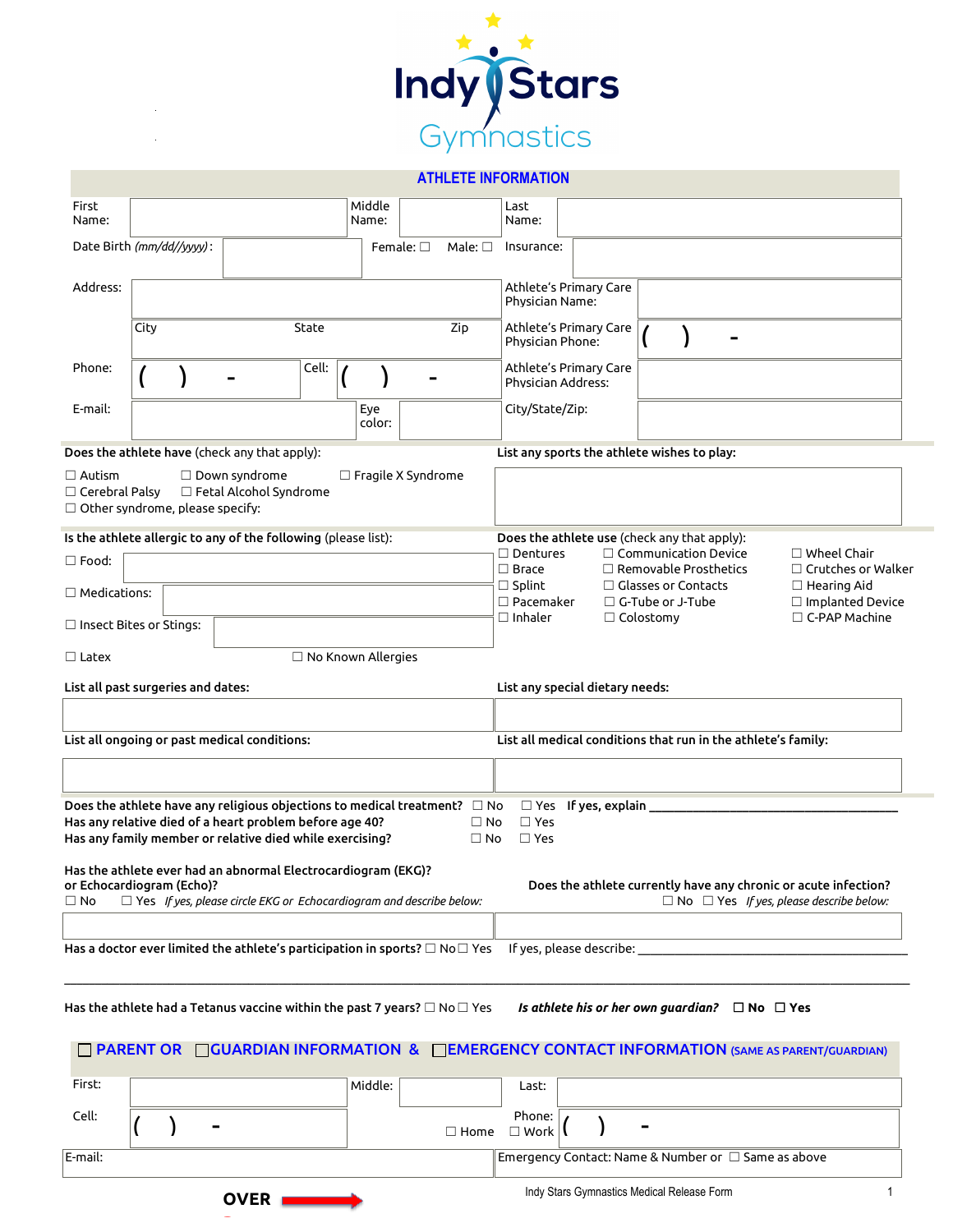Indy Stars Gymnastics

## ATHLETE INFORMATION

| | | | | | |
|---|---|---|---|---|---|
| First Name: | | Middle Name: | | Last Name: | |
| Date Birth *(mm/dd//yyyy)*: | | Female: ☐ Male: ☐ | | Insurance: | |
| Address: | | | | Athlete's Primary Care Physician Name: | |
| | City State Zip | | | Athlete's Primary Care Physician Phone: | ( ) - |
| Phone: | ( ) - | Cell: | ( ) - | Athlete's Primary Care Physician Address: | |
| E-mail: | | Eye color: | | City/State/Zip: | |

**Does the athlete have** (check any that apply):

☐ Autism ☐ Down syndrome ☐ Fragile X Syndrome
☐ Cerebral Palsy ☐ Fetal Alcohol Syndrome
☐ Other syndrome, please specify:

**List any sports the athlete wishes to play:**

**Is the athlete allergic to any of the following** (please list):

☐ Food:
☐ Medications:
☐ Insect Bites or Stings:
☐ Latex ☐ No Known Allergies

**Does the athlete use** (check any that apply):

☐ Dentures ☐ Communication Device ☐ Wheel Chair
☐ Brace ☐ Removable Prosthetics ☐ Crutches or Walker
☐ Splint ☐ Glasses or Contacts ☐ Hearing Aid
☐ Pacemaker ☐ G-Tube or J-Tube ☐ Implanted Device
☐ Inhaler ☐ Colostomy ☐ C-PAP Machine

**List all past surgeries and dates:**

**List any special dietary needs:**

**List all ongoing or past medical conditions:**

**List all medical conditions that run in the athlete's family:**

**Does the athlete have any religious objections to medical treatment?** ☐ No ☐ Yes **If yes, explain** ______________________________

**Has any relative died of a heart problem before age 40?** ☐ No ☐ Yes

**Has any family member or relative died while exercising?** ☐ No ☐ Yes

**Has the athlete ever had an abnormal Electrocardiogram (EKG)? or Echocardiogram (Echo)?**
☐ No ☐ Yes *If yes, please circle EKG or Echocardiogram and describe below:*

**Does the athlete currently have any chronic or acute infection?**
☐ No ☐ Yes *If yes, please describe below:*

**Has a doctor ever limited the athlete's participation in sports?** ☐ No ☐ Yes If yes, please describe: ______________________________

______________________________________________________________________

**Has the athlete had a Tetanus vaccine within the past 7 years?** ☐ No ☐ Yes ***Is athlete his or her own guardian?*** **☐ No ☐ Yes**

## ☐ PARENT OR ☐GUARDIAN INFORMATION & ☐EMERGENCY CONTACT INFORMATION (SAME AS PARENT/GUARDIAN)

| | | | | | |
|---|---|---|---|---|---|
| First: | | Middle: | | Last: | |
| Cell: | ( ) - | ☐ Home ☐ Work | Phone: | ( ) - | |
| E-mail: | | | Emergency Contact: Name & Number or ☐ Same as above | | |

**OVER** →

Indy Stars Gymnastics Medical Release Form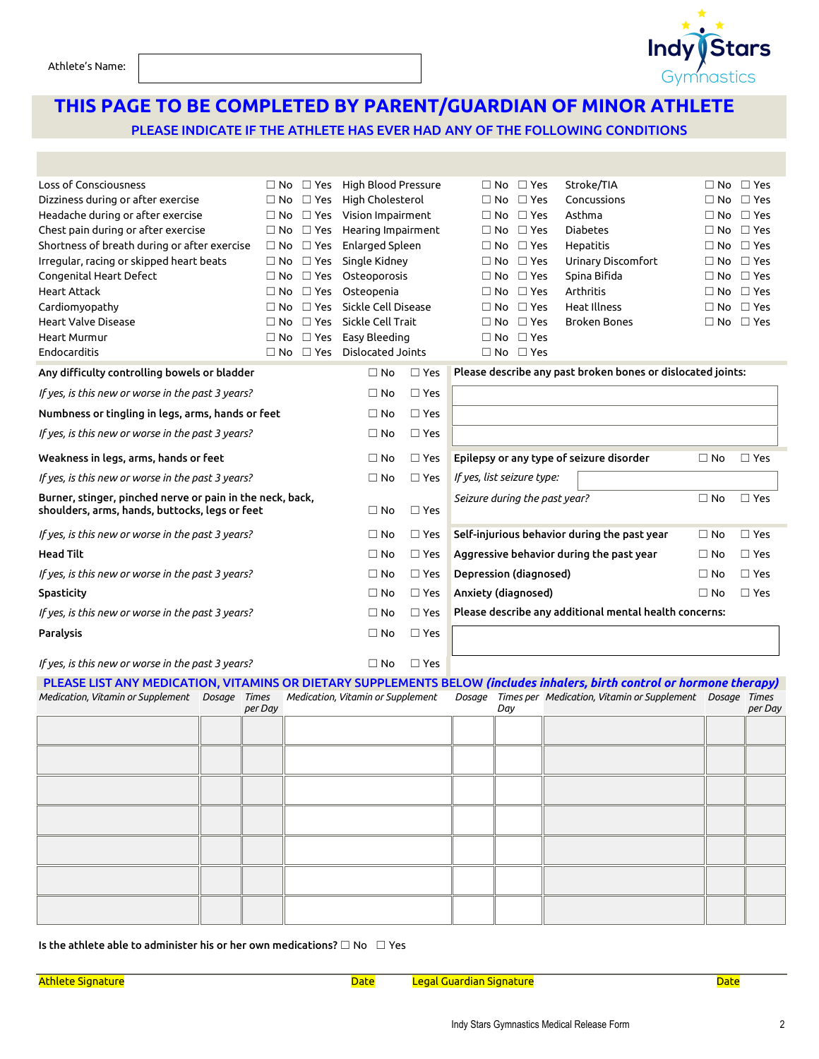Athlete's Name:

# THIS PAGE TO BE COMPLETED BY PARENT/GUARDIAN OF MINOR ATHLETE

## PLEASE INDICATE IF THE ATHLETE HAS EVER HAD ANY OF THE FOLLOWING CONDITIONS

| Condition | | Condition | | Condition | |
|---|---|---|---|---|---|
| Loss of Consciousness | ☐ No ☐ Yes | High Blood Pressure | ☐ No ☐ Yes | Stroke/TIA | ☐ No ☐ Yes |
| Dizziness during or after exercise | ☐ No ☐ Yes | High Cholesterol | ☐ No ☐ Yes | Concussions | ☐ No ☐ Yes |
| Headache during or after exercise | ☐ No ☐ Yes | Vision Impairment | ☐ No ☐ Yes | Asthma | ☐ No ☐ Yes |
| Chest pain during or after exercise | ☐ No ☐ Yes | Hearing Impairment | ☐ No ☐ Yes | Diabetes | ☐ No ☐ Yes |
| Shortness of breath during or after exercise | ☐ No ☐ Yes | Enlarged Spleen | ☐ No ☐ Yes | Hepatitis | ☐ No ☐ Yes |
| Irregular, racing or skipped heart beats | ☐ No ☐ Yes | Single Kidney | ☐ No ☐ Yes | Urinary Discomfort | ☐ No ☐ Yes |
| Congenital Heart Defect | ☐ No ☐ Yes | Osteoporosis | ☐ No ☐ Yes | Spina Bifida | ☐ No ☐ Yes |
| Heart Attack | ☐ No ☐ Yes | Osteopenia | ☐ No ☐ Yes | Arthritis | ☐ No ☐ Yes |
| Cardiomyopathy | ☐ No ☐ Yes | Sickle Cell Disease | ☐ No ☐ Yes | Heat Illness | ☐ No ☐ Yes |
| Heart Valve Disease | ☐ No ☐ Yes | Sickle Cell Trait | ☐ No ☐ Yes | Broken Bones | ☐ No ☐ Yes |
| Heart Murmur | ☐ No ☐ Yes | Easy Bleeding | ☐ No ☐ Yes | | |
| Endocarditis | ☐ No ☐ Yes | Dislocated Joints | ☐ No ☐ Yes | | |

| | |
|---|---|
| **Any difficulty controlling bowels or bladder** | ☐ No ☐ Yes |
| *If yes, is this new or worse in the past 3 years?* | ☐ No ☐ Yes |
| **Numbness or tingling in legs, arms, hands or feet** | ☐ No ☐ Yes |
| *If yes, is this new or worse in the past 3 years?* | ☐ No ☐ Yes |
| **Weakness in legs, arms, hands or feet** | ☐ No ☐ Yes |
| *If yes, is this new or worse in the past 3 years?* | ☐ No ☐ Yes |
| **Burner, stinger, pinched nerve or pain in the neck, back, shoulders, arms, hands, buttocks, legs or feet** | ☐ No ☐ Yes |
| *If yes, is this new or worse in the past 3 years?* | ☐ No ☐ Yes |
| **Head Tilt** | ☐ No ☐ Yes |
| *If yes, is this new or worse in the past 3 years?* | ☐ No ☐ Yes |
| **Spasticity** | ☐ No ☐ Yes |
| *If yes, is this new or worse in the past 3 years?* | ☐ No ☐ Yes |
| **Paralysis** | ☐ No ☐ Yes |
| *If yes, is this new or worse in the past 3 years?* | ☐ No ☐ Yes |

**Please describe any past broken bones or dislocated joints:**

| | |
|---|---|
| **Epilepsy or any type of seizure disorder** | ☐ No ☐ Yes |
| *If yes, list seizure type:* | |
| *Seizure during the past year?* | ☐ No ☐ Yes |
| **Self-injurious behavior during the past year** | ☐ No ☐ Yes |
| **Aggressive behavior during the past year** | ☐ No ☐ Yes |
| **Depression (diagnosed)** | ☐ No ☐ Yes |
| **Anxiety (diagnosed)** | ☐ No ☐ Yes |

**Please describe any additional mental health concerns:**

## PLEASE LIST ANY MEDICATION, VITAMINS OR DIETARY SUPPLEMENTS BELOW *(includes inhalers, birth control or hormone therapy)*

| *Medication, Vitamin or Supplement* | *Dosage* | *Times per Day* | *Medication, Vitamin or Supplement* | *Dosage* | *Times per Day* | *Medication, Vitamin or Supplement* | *Dosage* | *Times per Day* |
|---|---|---|---|---|---|---|---|---|
| | | | | | | | | |
| | | | | | | | | |
| | | | | | | | | |
| | | | | | | | | |
| | | | | | | | | |
| | | | | | | | | |
| | | | | | | | | |

**Is the athlete able to administer his or her own medications?** ☐ No ☐ Yes

Athlete Signature Date Legal Guardian Signature Date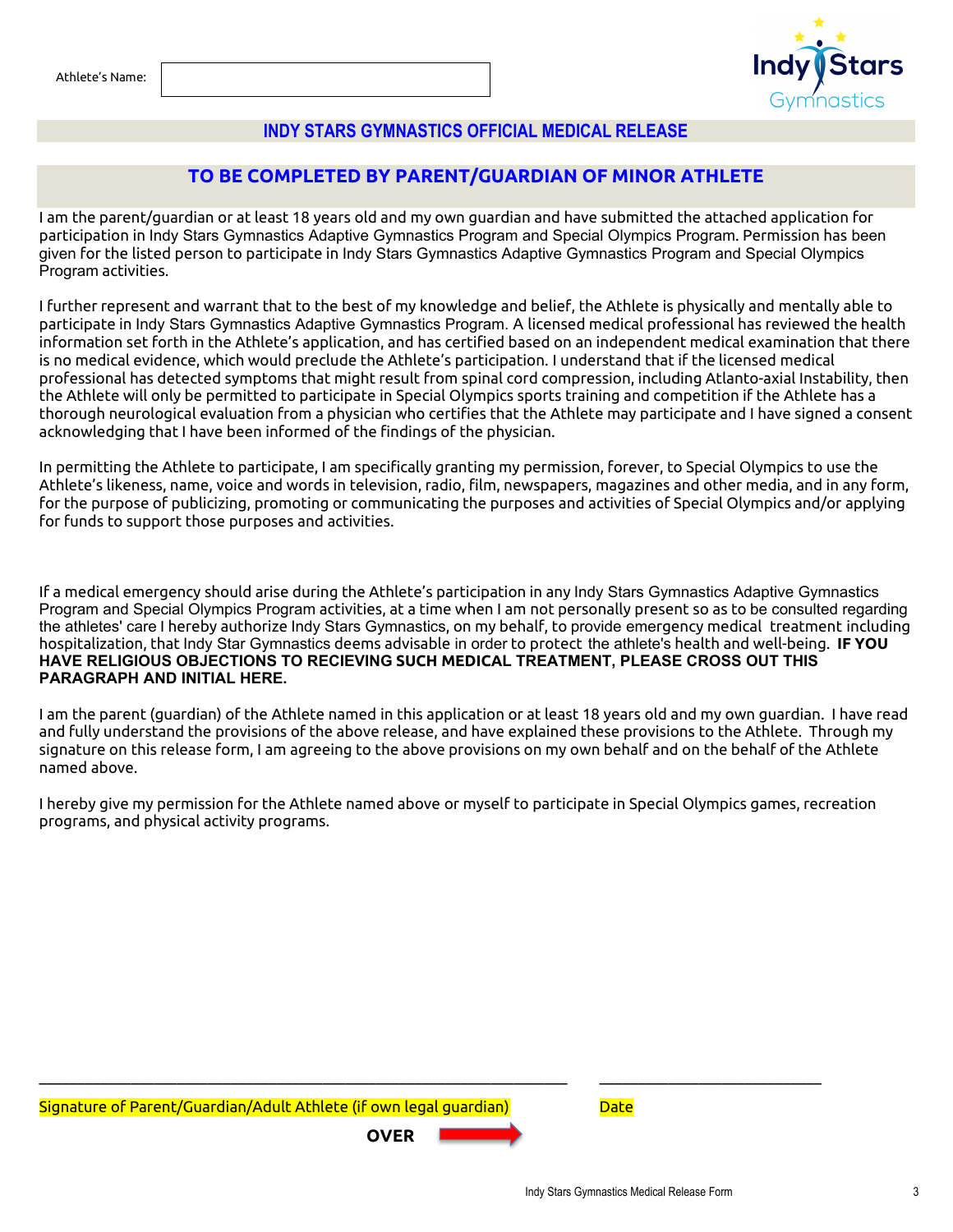Athlete's Name:

# INDY STARS GYMNASTICS OFFICIAL MEDICAL RELEASE

## TO BE COMPLETED BY PARENT/GUARDIAN OF MINOR ATHLETE

I am the parent/guardian or at least 18 years old and my own guardian and have submitted the attached application for participation in Indy Stars Gymnastics Adaptive Gymnastics Program and Special Olympics Program. Permission has been given for the listed person to participate in Indy Stars Gymnastics Adaptive Gymnastics Program and Special Olympics Program activities.

I further represent and warrant that to the best of my knowledge and belief, the Athlete is physically and mentally able to participate in Indy Stars Gymnastics Adaptive Gymnastics Program. A licensed medical professional has reviewed the health information set forth in the Athlete's application, and has certified based on an independent medical examination that there is no medical evidence, which would preclude the Athlete's participation. I understand that if the licensed medical professional has detected symptoms that might result from spinal cord compression, including Atlanto-axial Instability, then the Athlete will only be permitted to participate in Special Olympics sports training and competition if the Athlete has a thorough neurological evaluation from a physician who certifies that the Athlete may participate and I have signed a consent acknowledging that I have been informed of the findings of the physician.

In permitting the Athlete to participate, I am specifically granting my permission, forever, to Special Olympics to use the Athlete's likeness, name, voice and words in television, radio, film, newspapers, magazines and other media, and in any form, for the purpose of publicizing, promoting or communicating the purposes and activities of Special Olympics and/or applying for funds to support those purposes and activities.

If a medical emergency should arise during the Athlete's participation in any Indy Stars Gymnastics Adaptive Gymnastics Program and Special Olympics Program activities, at a time when I am not personally present so as to be consulted regarding the athletes' care I hereby authorize Indy Stars Gymnastics, on my behalf, to provide emergency medical treatment including hospitalization, that Indy Star Gymnastics deems advisable in order to protect the athlete's health and well-being. **IF YOU HAVE RELIGIOUS OBJECTIONS TO RECIEVING SUCH MEDICAL TREATMENT, PLEASE CROSS OUT THIS PARAGRAPH AND INITIAL HERE.**

I am the parent (guardian) of the Athlete named in this application or at least 18 years old and my own guardian. I have read and fully understand the provisions of the above release, and have explained these provisions to the Athlete. Through my signature on this release form, I am agreeing to the above provisions on my own behalf and on the behalf of the Athlete named above.

I hereby give my permission for the Athlete named above or myself to participate in Special Olympics games, recreation programs, and physical activity programs.

\_\_\_\_\_\_\_\_\_\_\_\_\_\_\_\_\_\_\_\_\_\_\_\_\_\_\_\_\_\_\_\_\_\_\_\_\_\_\_\_\_\_\_\_\_\_\_\_ \_\_\_\_\_\_\_\_\_\_\_\_\_\_\_\_\_\_\_\_

Signature of Parent/Guardian/Adult Athlete (if own legal guardian) Date

**OVER**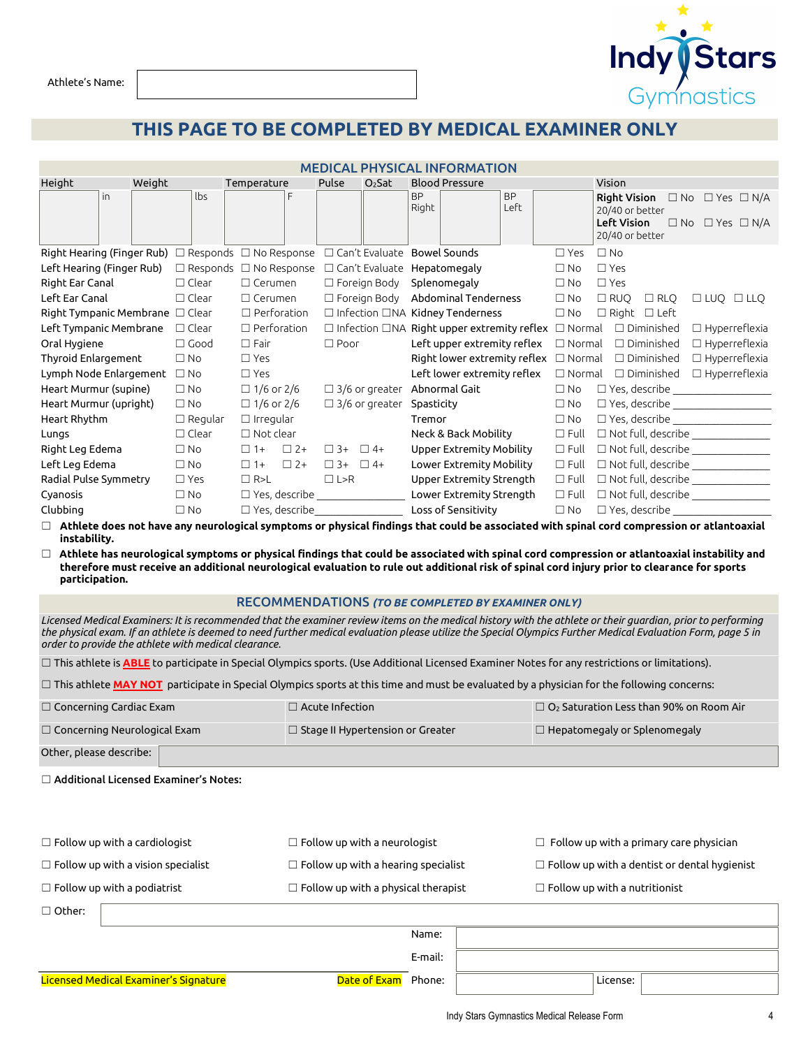Athlete's Name:

# THIS PAGE TO BE COMPLETED BY MEDICAL EXAMINER ONLY

## MEDICAL PHYSICAL INFORMATION

| Height | Weight | Temperature | Pulse | $O_2$Sat | Blood Pressure | | Vision |
|---|---|---|---|---|---|---|---|
| in | lbs | F | | | BP Right | BP Left | **Right Vision** ☐ No ☐ Yes ☐ N/A 20/40 or better **Left Vision** ☐ No ☐ Yes ☐ N/A 20/40 or better |

| | | | | | | | |
|---|---|---|---|---|---|---|---|
| Right Hearing (Finger Rub) | ☐ Responds | ☐ No Response | ☐ Can't Evaluate | Bowel Sounds | ☐ Yes | ☐ No | |
| Left Hearing (Finger Rub) | ☐ Responds | ☐ No Response | ☐ Can't Evaluate | Hepatomegaly | ☐ No | ☐ Yes | |
| Right Ear Canal | ☐ Clear | ☐ Cerumen | ☐ Foreign Body | Splenomegaly | ☐ No | ☐ Yes | |
| Left Ear Canal | ☐ Clear | ☐ Cerumen | ☐ Foreign Body | Abdominal Tenderness | ☐ No | ☐ RUQ ☐ RLQ | ☐ LUQ ☐ LLQ |
| Right Tympanic Membrane | ☐ Clear | ☐ Perforation | ☐ Infection ☐NA | Kidney Tenderness | ☐ No | ☐ Right ☐ Left | |
| Left Tympanic Membrane | ☐ Clear | ☐ Perforation | ☐ Infection ☐NA | Right upper extremity reflex | ☐ Normal | ☐ Diminished | ☐ Hyperreflexia |
| Oral Hygiene | ☐ Good | ☐ Fair | ☐ Poor | Left upper extremity reflex | ☐ Normal | ☐ Diminished | ☐ Hyperreflexia |
| Thyroid Enlargement | ☐ No | ☐ Yes | | Right lower extremity reflex | ☐ Normal | ☐ Diminished | ☐ Hyperreflexia |
| Lymph Node Enlargement | ☐ No | ☐ Yes | | Left lower extremity reflex | ☐ Normal | ☐ Diminished | ☐ Hyperreflexia |
| Heart Murmur (supine) | ☐ No | ☐ 1/6 or 2/6 | ☐ 3/6 or greater | Abnormal Gait | ☐ No | ☐ Yes, describe ______ | |
| Heart Murmur (upright) | ☐ No | ☐ 1/6 or 2/6 | ☐ 3/6 or greater | Spasticity | ☐ No | ☐ Yes, describe ______ | |
| Heart Rhythm | ☐ Regular | ☐ Irregular | | Tremor | ☐ No | ☐ Yes, describe ______ | |
| Lungs | ☐ Clear | ☐ Not clear | | Neck & Back Mobility | ☐ Full | ☐ Not full, describe ______ | |
| Right Leg Edema | ☐ No | ☐ 1+ ☐ 2+ | ☐ 3+ ☐ 4+ | Upper Extremity Mobility | ☐ Full | ☐ Not full, describe ______ | |
| Left Leg Edema | ☐ No | ☐ 1+ ☐ 2+ | ☐ 3+ ☐ 4+ | Lower Extremity Mobility | ☐ Full | ☐ Not full, describe ______ | |
| Radial Pulse Symmetry | ☐ Yes | ☐ R>L | ☐ L>R | Upper Extremity Strength | ☐ Full | ☐ Not full, describe ______ | |
| Cyanosis | ☐ No | ☐ Yes, describe ______ | | Lower Extremity Strength | ☐ Full | ☐ Not full, describe ______ | |
| Clubbing | ☐ No | ☐ Yes, describe ______ | | Loss of Sensitivity | ☐ No | ☐ Yes, describe ______ | |

☐ **Athlete does not have any neurological symptoms or physical findings that could be associated with spinal cord compression or atlantoaxial instability.**

☐ **Athlete has neurological symptoms or physical findings that could be associated with spinal cord compression or atlantoaxial instability and therefore must receive an additional neurological evaluation to rule out additional risk of spinal cord injury prior to clearance for sports participation.**

## RECOMMENDATIONS *(TO BE COMPLETED BY EXAMINER ONLY)*

*Licensed Medical Examiners: It is recommended that the examiner review items on the medical history with the athlete or their guardian, prior to performing the physical exam. If an athlete is deemed to need further medical evaluation please utilize the Special Olympics Further Medical Evaluation Form, page 5 in order to provide the athlete with medical clearance.*

☐ This athlete is **ABLE** to participate in Special Olympics sports. (Use Additional Licensed Examiner Notes for any restrictions or limitations).

☐ This athlete **MAY NOT** participate in Special Olympics sports at this time and must be evaluated by a physician for the following concerns:

| | | |
|---|---|---|
| ☐ Concerning Cardiac Exam | ☐ Acute Infection | ☐ $O_2$ Saturation Less than 90% on Room Air |
| ☐ Concerning Neurological Exam | ☐ Stage II Hypertension or Greater | ☐ Hepatomegaly or Splenomegaly |

Other, please describe:

☐ **Additional Licensed Examiner's Notes:**

| | | |
|---|---|---|
| ☐ Follow up with a cardiologist | ☐ Follow up with a neurologist | ☐ Follow up with a primary care physician |
| ☐ Follow up with a vision specialist | ☐ Follow up with a hearing specialist | ☐ Follow up with a dentist or dental hygienist |
| ☐ Follow up with a podiatrist | ☐ Follow up with a physical therapist | ☐ Follow up with a nutritionist |

☐ Other:

Name:

E-mail:

Licensed Medical Examiner's Signature | Date of Exam | Phone: | License: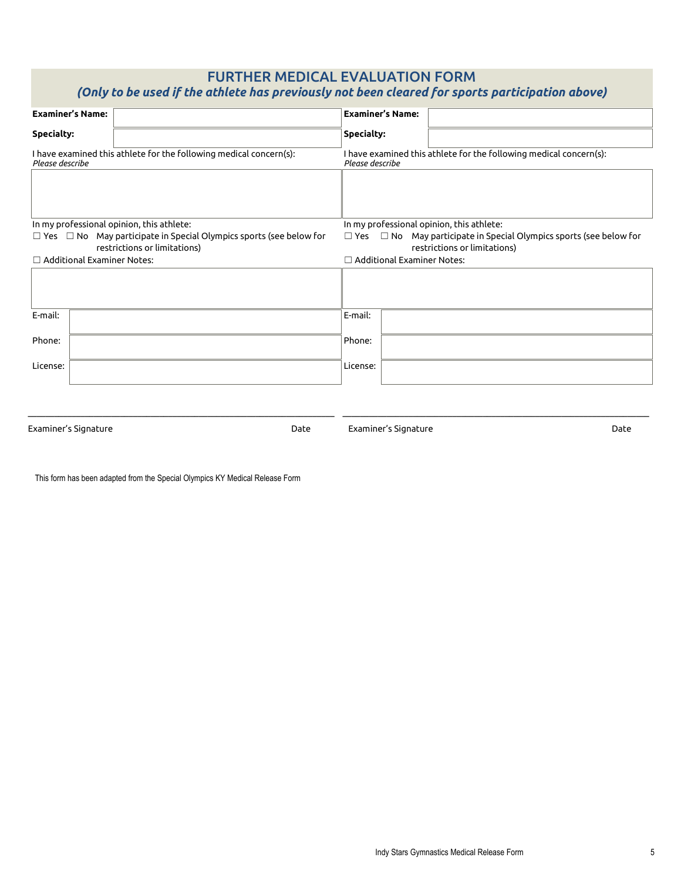# FURTHER MEDICAL EVALUATION FORM

***(Only to be used if the athlete has previously not been cleared for sports participation above)***

| | | | |
|---|---|---|---|
| **Examiner's Name:** | | **Examiner's Name:** | |
| **Specialty:** | | **Specialty:** | |

I have examined this athlete for the following medical concern(s):
*Please describe*

I have examined this athlete for the following medical concern(s):
*Please describe*

In my professional opinion, this athlete:
☐ Yes ☐ No May participate in Special Olympics sports (see below for restrictions or limitations)
☐ Additional Examiner Notes:

In my professional opinion, this athlete:
☐ Yes ☐ No May participate in Special Olympics sports (see below for restrictions or limitations)
☐ Additional Examiner Notes:

| | | | |
|---|---|---|---|
| E-mail: | | E-mail: | |
| Phone: | | Phone: | |
| License: | | License: | |

_______________________________________________ _______________________________________________

Examiner's Signature Date Examiner's Signature Date

This form has been adapted from the Special Olympics KY Medical Release Form